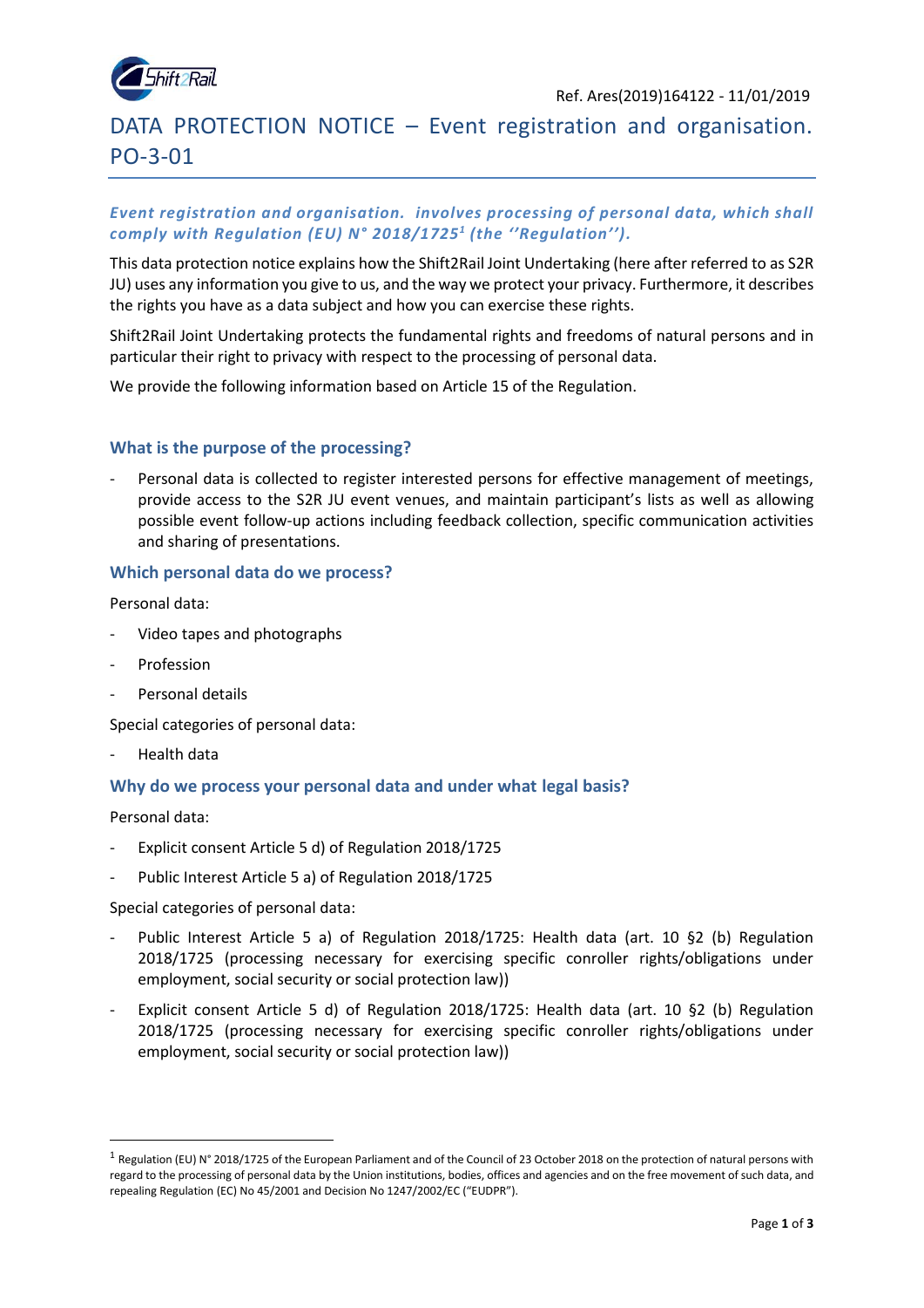Ref. Ares(2019)164122 - 11/01/2019

# DATA PROTECTION NOTICE – Event registration and organisation. PO-3-01

***Event registration and organisation. involves processing of personal data, which shall comply with Regulation (EU) N° 2018/1725[1] (the ''Regulation'').***

This data protection notice explains how the Shift2Rail Joint Undertaking (here after referred to as S2R JU) uses any information you give to us, and the way we protect your privacy. Furthermore, it describes the rights you have as a data subject and how you can exercise these rights.

Shift2Rail Joint Undertaking protects the fundamental rights and freedoms of natural persons and in particular their right to privacy with respect to the processing of personal data.

We provide the following information based on Article 15 of the Regulation.

## What is the purpose of the processing?

- Personal data is collected to register interested persons for effective management of meetings, provide access to the S2R JU event venues, and maintain participant's lists as well as allowing possible event follow-up actions including feedback collection, specific communication activities and sharing of presentations.

## Which personal data do we process?

Personal data:

- Video tapes and photographs
- Profession
- Personal details

Special categories of personal data:

- Health data

## Why do we process your personal data and under what legal basis?

Personal data:

- Explicit consent Article 5 d) of Regulation 2018/1725
- Public Interest Article 5 a) of Regulation 2018/1725

Special categories of personal data:

- Public Interest Article 5 a) of Regulation 2018/1725: Health data (art. 10 §2 (b) Regulation 2018/1725 (processing necessary for exercising specific controller rights/obligations under employment, social security or social protection law))
- Explicit consent Article 5 d) of Regulation 2018/1725: Health data (art. 10 §2 (b) Regulation 2018/1725 (processing necessary for exercising specific controller rights/obligations under employment, social security or social protection law))

[1] Regulation (EU) N° 2018/1725 of the European Parliament and of the Council of 23 October 2018 on the protection of natural persons with regard to the processing of personal data by the Union institutions, bodies, offices and agencies and on the free movement of such data, and repealing Regulation (EC) No 45/2001 and Decision No 1247/2002/EC ("EUDPR").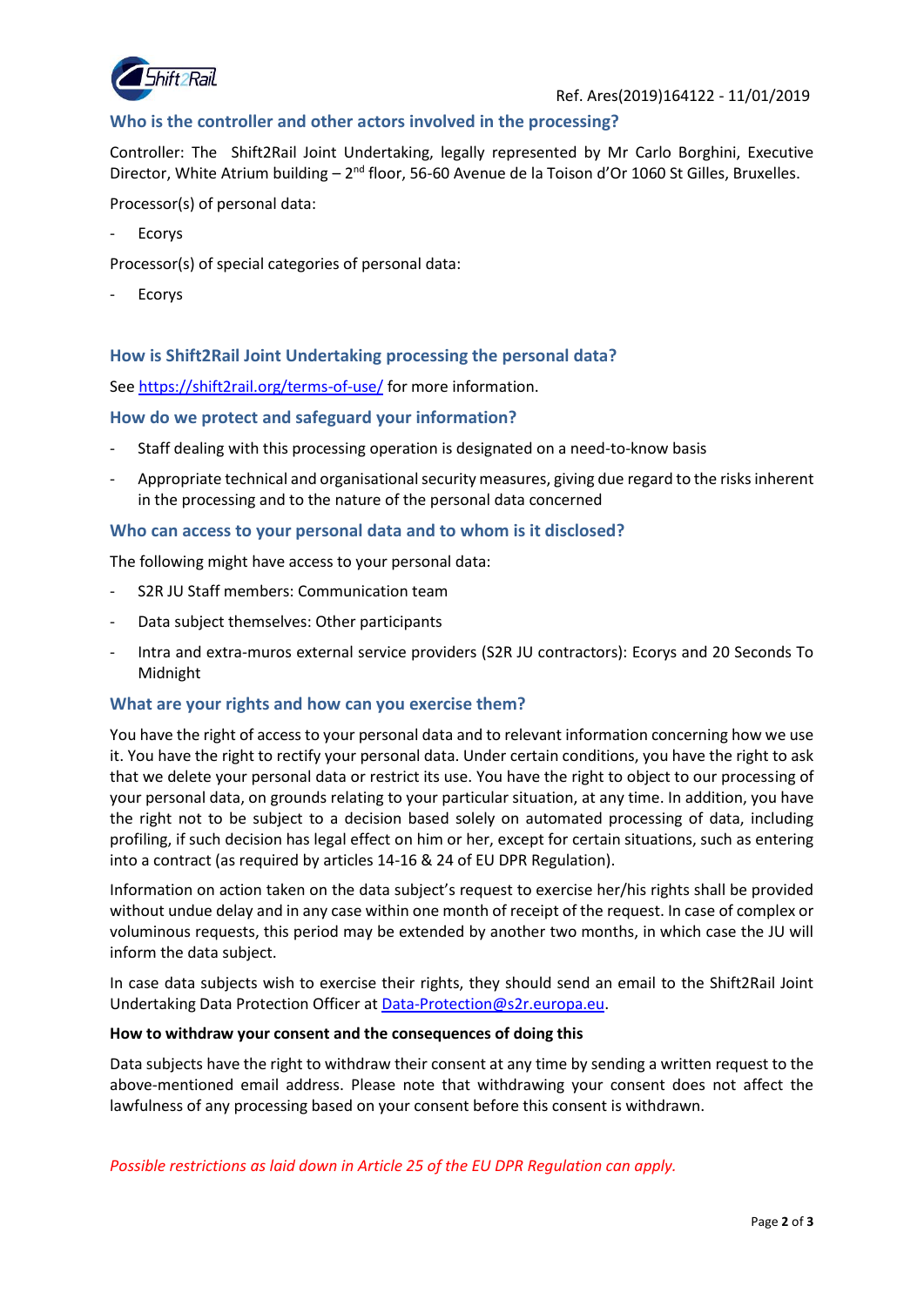Ref. Ares(2019)164122 - 11/01/2019

## Who is the controller and other actors involved in the processing?

Controller: The Shift2Rail Joint Undertaking, legally represented by Mr Carlo Borghini, Executive Director, White Atrium building – 2nd floor, 56-60 Avenue de la Toison d'Or 1060 St Gilles, Bruxelles.

Processor(s) of personal data:

- Ecorys

Processor(s) of special categories of personal data:

- Ecorys

## How is Shift2Rail Joint Undertaking processing the personal data?

See https://shift2rail.org/terms-of-use/ for more information.

## How do we protect and safeguard your information?

- Staff dealing with this processing operation is designated on a need-to-know basis
- Appropriate technical and organisational security measures, giving due regard to the risks inherent in the processing and to the nature of the personal data concerned

## Who can access to your personal data and to whom is it disclosed?

The following might have access to your personal data:

- S2R JU Staff members: Communication team
- Data subject themselves: Other participants
- Intra and extra-muros external service providers (S2R JU contractors): Ecorys and 20 Seconds To Midnight

## What are your rights and how can you exercise them?

You have the right of access to your personal data and to relevant information concerning how we use it. You have the right to rectify your personal data. Under certain conditions, you have the right to ask that we delete your personal data or restrict its use. You have the right to object to our processing of your personal data, on grounds relating to your particular situation, at any time. In addition, you have the right not to be subject to a decision based solely on automated processing of data, including profiling, if such decision has legal effect on him or her, except for certain situations, such as entering into a contract (as required by articles 14-16 & 24 of EU DPR Regulation).

Information on action taken on the data subject's request to exercise her/his rights shall be provided without undue delay and in any case within one month of receipt of the request. In case of complex or voluminous requests, this period may be extended by another two months, in which case the JU will inform the data subject.

In case data subjects wish to exercise their rights, they should send an email to the Shift2Rail Joint Undertaking Data Protection Officer at Data-Protection@s2r.europa.eu.

**How to withdraw your consent and the consequences of doing this**

Data subjects have the right to withdraw their consent at any time by sending a written request to the above-mentioned email address. Please note that withdrawing your consent does not affect the lawfulness of any processing based on your consent before this consent is withdrawn.

*Possible restrictions as laid down in Article 25 of the EU DPR Regulation can apply.*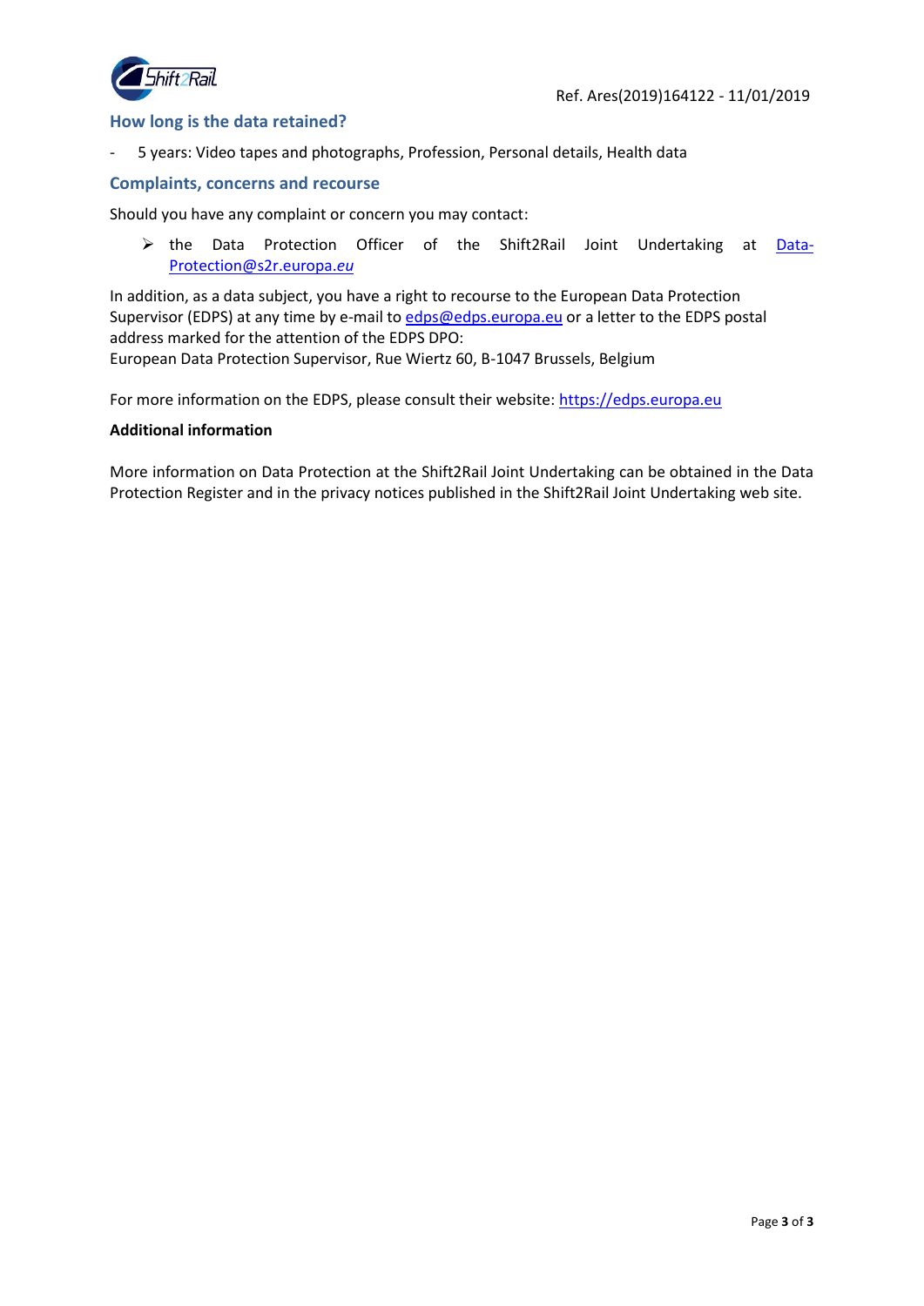## How long is the data retained?

- 5 years: Video tapes and photographs, Profession, Personal details, Health data

## Complaints, concerns and recourse

Should you have any complaint or concern you may contact:

- the Data Protection Officer of the Shift2Rail Joint Undertaking at Data-Protection@s2r.europa.*eu*

In addition, as a data subject, you have a right to recourse to the European Data Protection Supervisor (EDPS) at any time by e-mail to edps@edps.europa.eu or a letter to the EDPS postal address marked for the attention of the EDPS DPO:
European Data Protection Supervisor, Rue Wiertz 60, B-1047 Brussels, Belgium

For more information on the EDPS, please consult their website: https://edps.europa.eu

**Additional information**

More information on Data Protection at the Shift2Rail Joint Undertaking can be obtained in the Data Protection Register and in the privacy notices published in the Shift2Rail Joint Undertaking web site.